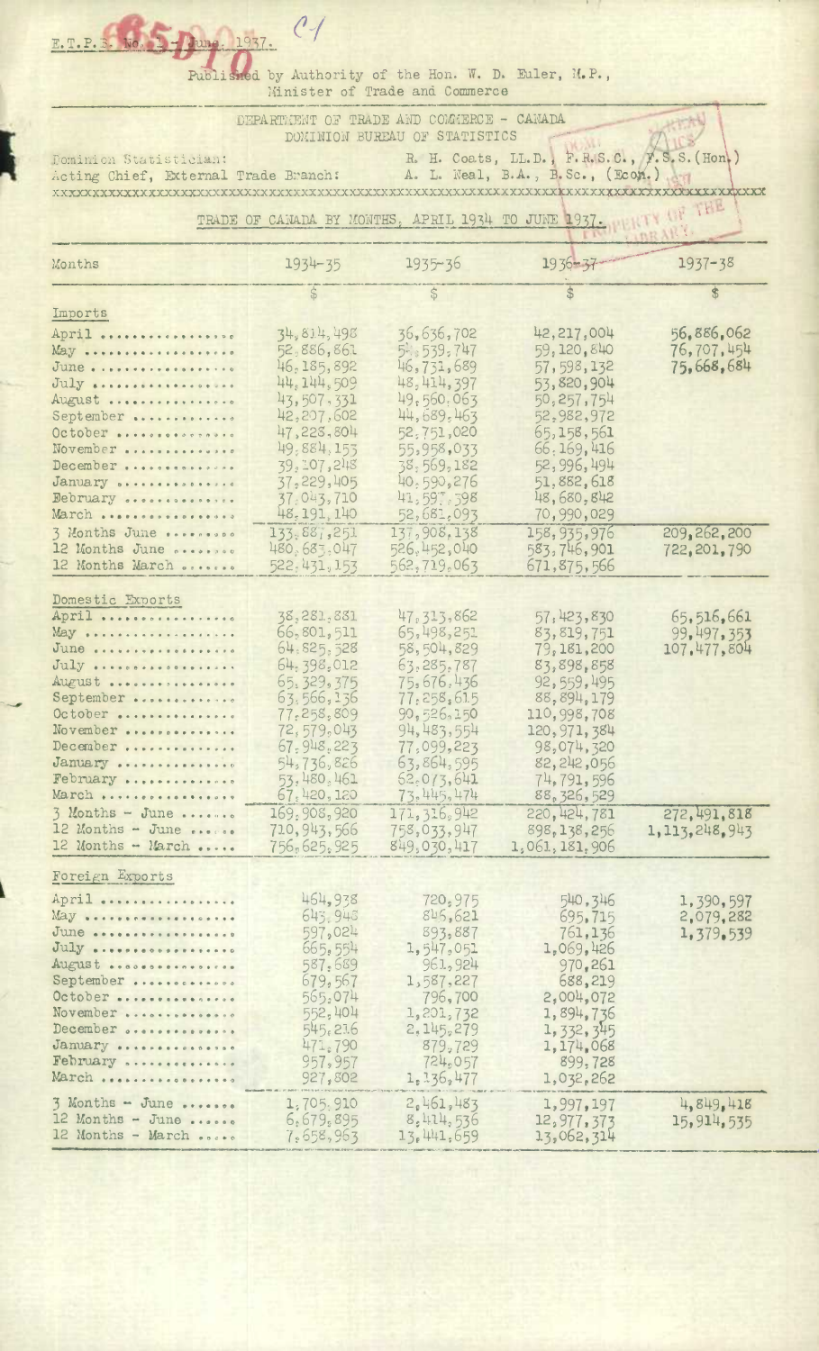E.T.P.S. No. 1 - June, 1937.

Published by Authority of the Hon. W. D. Euler, M.P.,
Minister of Trade and Commerce

DEPARTMENT OF TRADE AND COMMERCE - CANADA
DOMINION BUREAU OF STATISTICS

Dominion Statistician: R. H. Coats, LL.D., F.R.S.C., F.S.S.(Hon.)
Acting Chief, External Trade Branch: A. L. Neal, B.A., B.Sc., (Econ.)

## TRADE OF CANADA BY MONTHS, APRIL 1934 TO JUNE 1937.

| Months | 1934-35 | 1935-36 | 1936-37 | 1937-38 |
|---|---|---|---|---|
| | $ | $ | $ | $ |
| **Imports** | | | | |
| April | 34,814,498 | 36,636,702 | 42,217,004 | 56,886,062 |
| May | 52,886,861 | 54,539,747 | 59,120,840 | 76,707,454 |
| June | 46,185,892 | 46,731,689 | 57,598,132 | 75,668,684 |
| July | 44,144,509 | 48,414,397 | 53,820,904 | |
| August | 43,507,331 | 49,560,063 | 50,257,754 | |
| September | 42,207,602 | 44,689,463 | 52,982,972 | |
| October | 47,228,804 | 52,751,020 | 65,158,561 | |
| November | 49,884,153 | 55,958,033 | 66,169,416 | |
| December | 39,107,248 | 38,569,182 | 52,996,494 | |
| January | 37,229,405 | 40,590,276 | 51,882,618 | |
| February | 37,043,710 | 41,597,598 | 48,680,842 | |
| March | 48,191,140 | 52,681,093 | 70,990,029 | |
| 3 Months June | 133,887,251 | 137,908,138 | 158,935,976 | 209,262,200 |
| 12 Months June | 480,683,047 | 526,452,040 | 583,746,901 | 722,201,790 |
| 12 Months March | 522,431,153 | 562,719,063 | 671,875,566 | |
| **Domestic Exports** | | | | |
| April | 38,281,881 | 47,313,862 | 57,423,830 | 65,516,661 |
| May | 66,801,511 | 65,498,251 | 83,819,751 | 99,497,353 |
| June | 64,825,528 | 58,504,829 | 79,181,200 | 107,477,804 |
| July | 64,398,012 | 63,285,787 | 83,898,858 | |
| August | 65,329,375 | 75,676,436 | 92,559,495 | |
| September | 63,566,136 | 77,258,615 | 88,894,179 | |
| October | 77,258,809 | 90,526,150 | 110,998,708 | |
| November | 72,579,043 | 94,483,554 | 120,971,384 | |
| December | 67,948,223 | 77,099,223 | 98,074,320 | |
| January | 54,736,826 | 63,864,595 | 82,242,056 | |
| February | 53,480,461 | 62,073,641 | 74,791,596 | |
| March | 67,420,120 | 73,445,474 | 88,326,529 | |
| 3 Months - June | 169,908,920 | 171,316,942 | 220,424,781 | 272,491,818 |
| 12 Months - June | 710,943,566 | 758,033,947 | 898,138,256 | 1,113,248,943 |
| 12 Months - March | 756,625,925 | 849,030,417 | 1,061,181,906 | |
| **Foreign Exports** | | | | |
| April | 464,938 | 720,975 | 540,346 | 1,390,597 |
| May | 643,948 | 846,621 | 695,715 | 2,079,282 |
| June | 597,024 | 893,887 | 761,136 | 1,379,539 |
| July | 665,554 | 1,547,051 | 1,069,426 | |
| August | 587,689 | 961,924 | 970,261 | |
| September | 679,567 | 1,587,227 | 688,219 | |
| October | 565,074 | 796,700 | 2,004,072 | |
| November | 552,404 | 1,201,732 | 1,894,736 | |
| December | 545,216 | 2,145,279 | 1,332,345 | |
| January | 471,790 | 879,729 | 1,174,068 | |
| February | 957,957 | 724,057 | 899,728 | |
| March | 927,802 | 1,136,477 | 1,032,262 | |
| 3 Months - June | 1,705,910 | 2,461,483 | 1,997,197 | 4,849,418 |
| 12 Months - June | 6,679,895 | 8,414,536 | 12,977,373 | 15,914,535 |
| 12 Months - March | 7,658,963 | 13,441,659 | 13,062,314 | |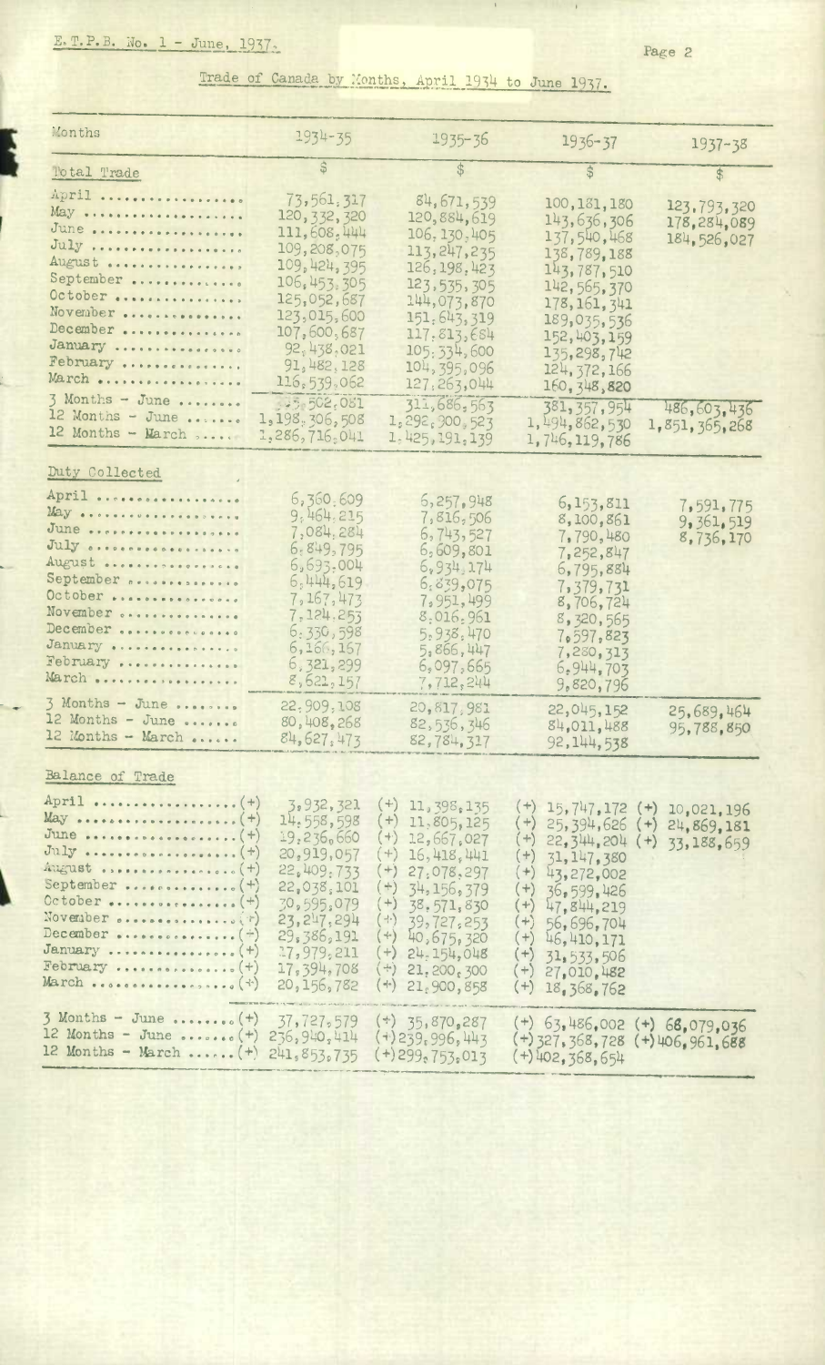E.T.P.B. No. 1 - June, 1937.

## Trade of Canada by Months, April 1934 to June 1937.

| Months | 1934-35 | 1935-36 | 1936-37 | 1937-38 |
|---|---|---|---|---|
| **Total Trade** | $ | $ | $ | $ |
| April | 73,561,317 | 84,671,539 | 100,181,180 | 123,793,320 |
| May | 120,332,320 | 120,884,619 | 143,636,306 | 178,284,089 |
| June | 111,608,444 | 106,130,405 | 137,540,468 | 184,526,027 |
| July | 109,208,075 | 113,247,235 | 138,789,188 | |
| August | 109,424,395 | 126,198,423 | 143,787,510 | |
| September | 106,453,305 | 123,535,305 | 142,565,370 | |
| October | 125,052,687 | 144,073,870 | 178,161,341 | |
| November | 123,015,600 | 151,643,319 | 189,035,536 | |
| December | 107,600,687 | 117,813,684 | 152,403,159 | |
| January | 92,438,021 | 105,334,600 | 135,298,742 | |
| February | 91,482,128 | 104,395,096 | 124,372,166 | |
| March | 116,539,062 | 127,263,044 | 160,348,820 | |
| 3 Months - June | 305,502,081 | 311,686,563 | 381,357,954 | 486,603,436 |
| 12 Months - June | 1,198,306,508 | 1,292,900,523 | 1,494,862,530 | 1,851,365,268 |
| 12 Months - March | 1,286,716,041 | 1,425,191,139 | 1,746,119,786 | |
| **Duty Collected** | | | | |
| April | 6,360,609 | 6,257,948 | 6,153,811 | 7,591,775 |
| May | 9,464,215 | 7,816,506 | 8,100,861 | 9,361,519 |
| June | 7,084,284 | 6,743,527 | 7,790,480 | 8,736,170 |
| July | 6,849,795 | 6,609,801 | 7,252,847 | |
| August | 6,693,004 | 6,934,174 | 6,795,884 | |
| September | 6,444,619 | 6,839,075 | 7,379,731 | |
| October | 7,167,473 | 7,951,499 | 8,706,724 | |
| November | 7,124,253 | 8,016,961 | 8,320,565 | |
| December | 6,330,598 | 5,938,470 | 7,597,823 | |
| January | 6,166,157 | 5,866,447 | 7,280,313 | |
| February | 6,321,299 | 6,097,665 | 6,944,703 | |
| March | 8,621,157 | 7,712,244 | 9,820,796 | |
| 3 Months - June | 22,909,108 | 20,817,981 | 22,045,152 | 25,689,464 |
| 12 Months - June | 80,408,268 | 82,536,346 | 84,011,488 | 95,788,850 |
| 12 Months - March | 84,627,473 | 82,784,317 | 92,144,538 | |
| **Balance of Trade** | | | | |
| April | (+) 3,932,321 | (+) 11,398,135 | (+) 15,747,172 | (+) 10,021,196 |
| May | (+) 14,558,598 | (+) 11,805,125 | (+) 25,394,626 | (+) 24,869,181 |
| June | (+) 19,236,660 | (+) 12,667,027 | (+) 22,344,204 | (+) 33,188,659 |
| July | (+) 20,919,057 | (+) 16,418,441 | (+) 31,147,380 | |
| August | (+) 22,409,733 | (+) 27,078,297 | (+) 43,272,002 | |
| September | (+) 22,038,101 | (+) 34,156,379 | (+) 36,599,426 | |
| October | (+) 30,595,079 | (+) 38,571,830 | (+) 47,844,219 | |
| November | (+) 23,247,294 | (+) 39,727,253 | (+) 56,696,704 | |
| December | (+) 29,386,191 | (+) 40,675,320 | (+) 46,410,171 | |
| January | (+) 17,979,211 | (+) 24,154,048 | (+) 31,533,506 | |
| February | (+) 17,394,708 | (+) 21,200,300 | (+) 27,010,482 | |
| March | (+) 20,156,782 | (+) 21,900,858 | (+) 18,368,762 | |
| 3 Months - June | (+) 37,727,579 | (+) 35,870,287 | (+) 63,486,002 | (+) 68,079,036 |
| 12 Months - June | (+) 236,940,414 | (+) 239,996,443 | (+) 327,368,728 | (+) 406,961,688 |
| 12 Months - March | (+) 241,853,735 | (+) 299,753,013 | (+) 402,368,654 | |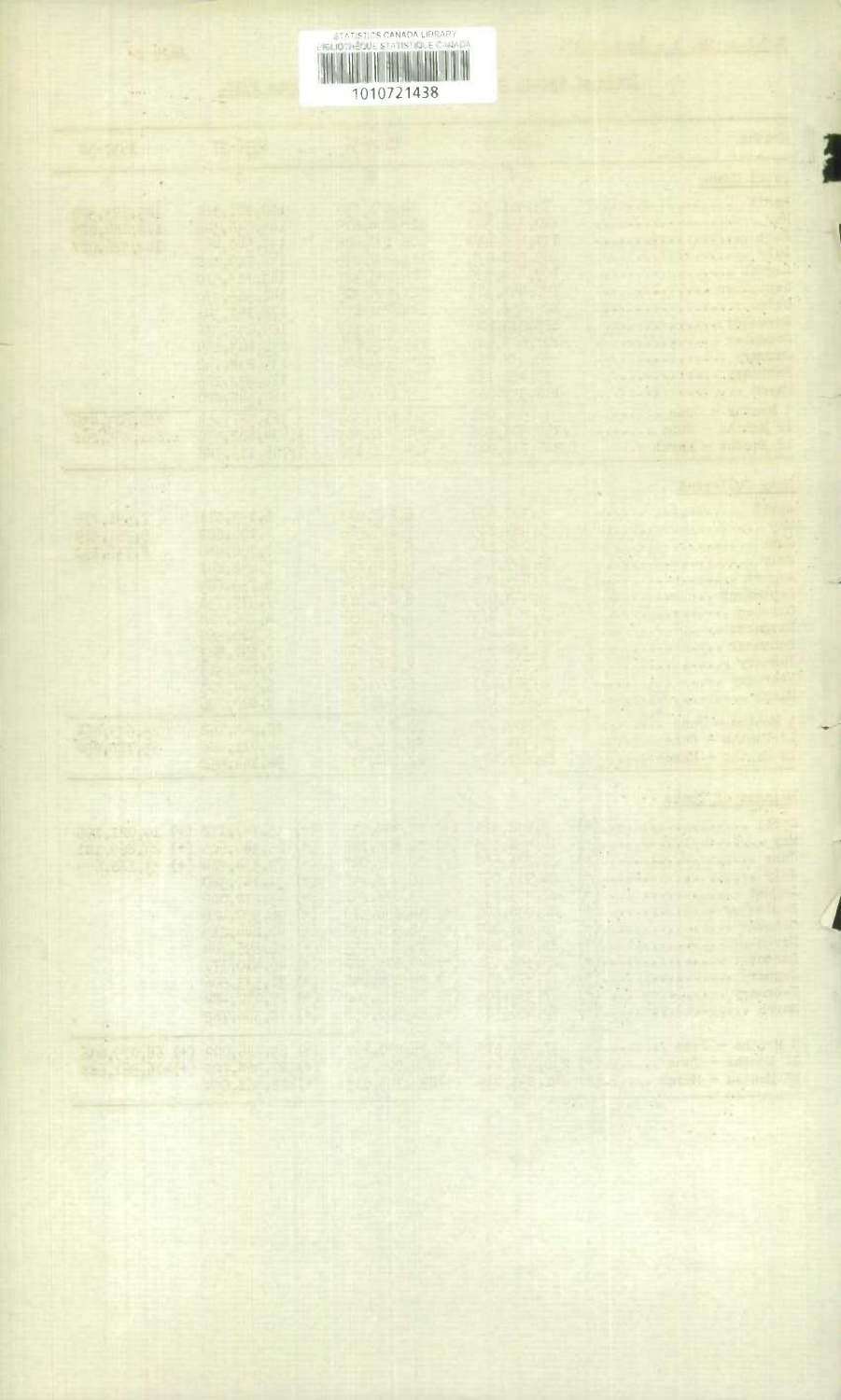STATISTICS CANADA LIBRARY
BIBLIOTHÈQUE STATISTIQUE CANADA

1010721438